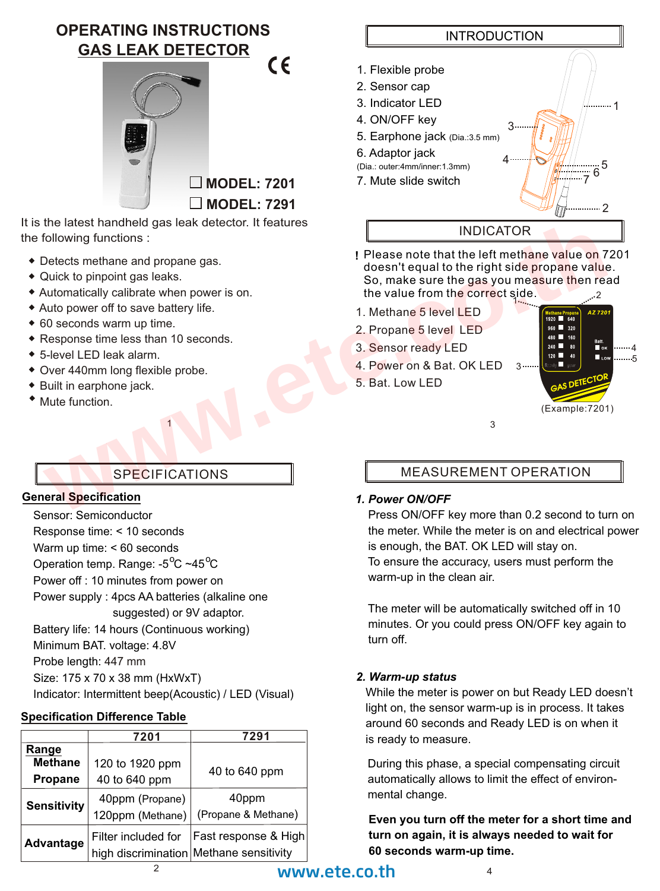# OPERATING INSTRUCTIONS
## GAS LEAK DETECTOR

☐ MODEL: 7201

☐ MODEL: 7291

It is the latest handheld gas leak detector. It features the following functions :

- Detects methane and propane gas.
- Quick to pinpoint gas leaks.
- Automatically calibrate when power is on.
- Auto power off to save battery life.
- 60 seconds warm up time.
- Response time less than 10 seconds.
- 5-level LED leak alarm.
- Over 440mm long flexible probe.
- Built in earphone jack.
- Mute function.

## SPECIFICATIONS

**General Specification**

Sensor: Semiconductor
Response time: < 10 seconds
Warm up time: < 60 seconds
Operation temp. Range: -5°C ~45°C
Power off : 10 minutes from power on
Power supply : 4pcs AA batteries (alkaline one suggested) or 9V adaptor.
Battery life: 14 hours (Continuous working)
Minimum BAT. voltage: 4.8V
Probe length: 447 mm
Size: 175 x 70 x 38 mm (HxWxT)
Indicator: Intermittent beep(Acoustic) / LED (Visual)

**Specification Difference Table**

| | 7201 | 7291 |
|---|---|---|
| **Range** Methane / Propane | 120 to 1920 ppm / 40 to 640 ppm | 40 to 640 ppm |
| **Sensitivity** | 40ppm (Propane) 120ppm (Methane) | 40ppm (Propane & Methane) |
| **Advantage** | Filter included for high discrimination | Fast response & High Methane sensitivity |

## INTRODUCTION

1. Flexible probe
2. Sensor cap
3. Indicator LED
4. ON/OFF key
5. Earphone jack (Dia.:3.5 mm)
6. Adaptor jack (Dia.: outer:4mm/inner:1.3mm)
7. Mute slide switch

## INDICATOR

! Please note that the left methane value on 7201 doesn't equal to the right side propane value. So, make sure the gas you measure then read the value from the correct side.

1. Methane 5 level LED
2. Propane 5 level LED
3. Sensor ready LED
4. Power on & Bat. OK LED
5. Bat. Low LED

(Example:7201)

## MEASUREMENT OPERATION

***1. Power ON/OFF***

Press ON/OFF key more than 0.2 second to turn on the meter. While the meter is on and electrical power is enough, the BAT. OK LED will stay on. To ensure the accuracy, users must perform the warm-up in the clean air.

The meter will be automatically switched off in 10 minutes. Or you could press ON/OFF key again to turn off.

***2. Warm-up status***

While the meter is power on but Ready LED doesn't light on, the sensor warm-up is in process. It takes around 60 seconds and Ready LED is on when it is ready to measure.

During this phase, a special compensating circuit automatically allows to limit the effect of environmental change.

**Even you turn off the meter for a short time and turn on again, it is always needed to wait for 60 seconds warm-up time.**

www.ete.co.th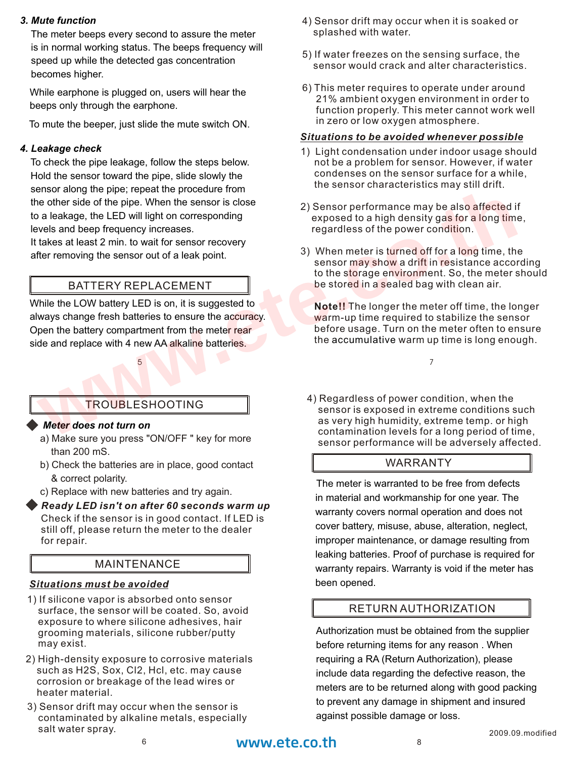### 3. Mute function

The meter beeps every second to assure the meter is in normal working status. The beeps frequency will speed up while the detected gas concentration becomes higher.

While earphone is plugged on, users will hear the beeps only through the earphone.

To mute the beeper, just slide the mute switch ON.

### 4. Leakage check

To check the pipe leakage, follow the steps below. Hold the sensor toward the pipe, slide slowly the sensor along the pipe; repeat the procedure from the other side of the pipe. When the sensor is close to a leakage, the LED will light on corresponding levels and beep frequency increases.
It takes at least 2 min. to wait for sensor recovery after removing the sensor out of a leak point.

## BATTERY REPLACEMENT

While the LOW battery LED is on, it is suggested to always change fresh batteries to ensure the accuracy. Open the battery compartment from the meter rear side and replace with 4 new AA alkaline batteries.

## TROUBLESHOOTING

◆ ***Meter does not turn on***

a) Make sure you press "ON/OFF " key for more than 200 mS.
b) Check the batteries are in place, good contact & correct polarity.
c) Replace with new batteries and try again.

◆ ***Ready LED isn't on after 60 seconds warm up***

Check if the sensor is in good contact. If LED is still off, please return the meter to the dealer for repair.

## MAINTENANCE

***Situations must be avoided***

1) If silicone vapor is absorbed onto sensor surface, the sensor will be coated. So, avoid exposure to where silicone adhesives, hair grooming materials, silicone rubber/putty may exist.
2) High-density exposure to corrosive materials such as $H_2S$, Sox, Cl2, Hcl, etc. may cause corrosion or breakage of the lead wires or heater material.
3) Sensor drift may occur when the sensor is contaminated by alkaline metals, especially salt water spray.
4) Sensor drift may occur when it is soaked or splashed with water.
5) If water freezes on the sensing surface, the sensor would crack and alter characteristics.
6) This meter requires to operate under around 21% ambient oxygen environment in order to function properly. This meter cannot work well in zero or low oxygen atmosphere.

***Situations to be avoided whenever possible***

1) Light condensation under indoor usage should not be a problem for sensor. However, if water condenses on the sensor surface for a while, the sensor characteristics may still drift.
2) Sensor performance may be also affected if exposed to a high density gas for a long time, regardless of the power condition.
3) When meter is turned off for a long time, the sensor may show a drift in resistance according to the storage environment. So, the meter should be stored in a sealed bag with clean air.

**Note!!** The longer the meter off time, the longer warm-up time required to stabilize the sensor before usage. Turn on the meter often to ensure the accumulative warm up time is long enough.

4) Regardless of power condition, when the sensor is exposed in extreme conditions such as very high humidity, extreme temp. or high contamination levels for a long period of time, sensor performance will be adversely affected.

## WARRANTY

The meter is warranted to be free from defects in material and workmanship for one year. The warranty covers normal operation and does not cover battery, misuse, abuse, alteration, neglect, improper maintenance, or damage resulting from leaking batteries. Proof of purchase is required for warranty repairs. Warranty is void if the meter has been opened.

## RETURN AUTHORIZATION

Authorization must be obtained from the supplier before returning items for any reason . When requiring a RA (Return Authorization), please include data regarding the defective reason, the meters are to be returned along with good packing to prevent any damage in shipment and insured against possible damage or loss.

2009.09.modified